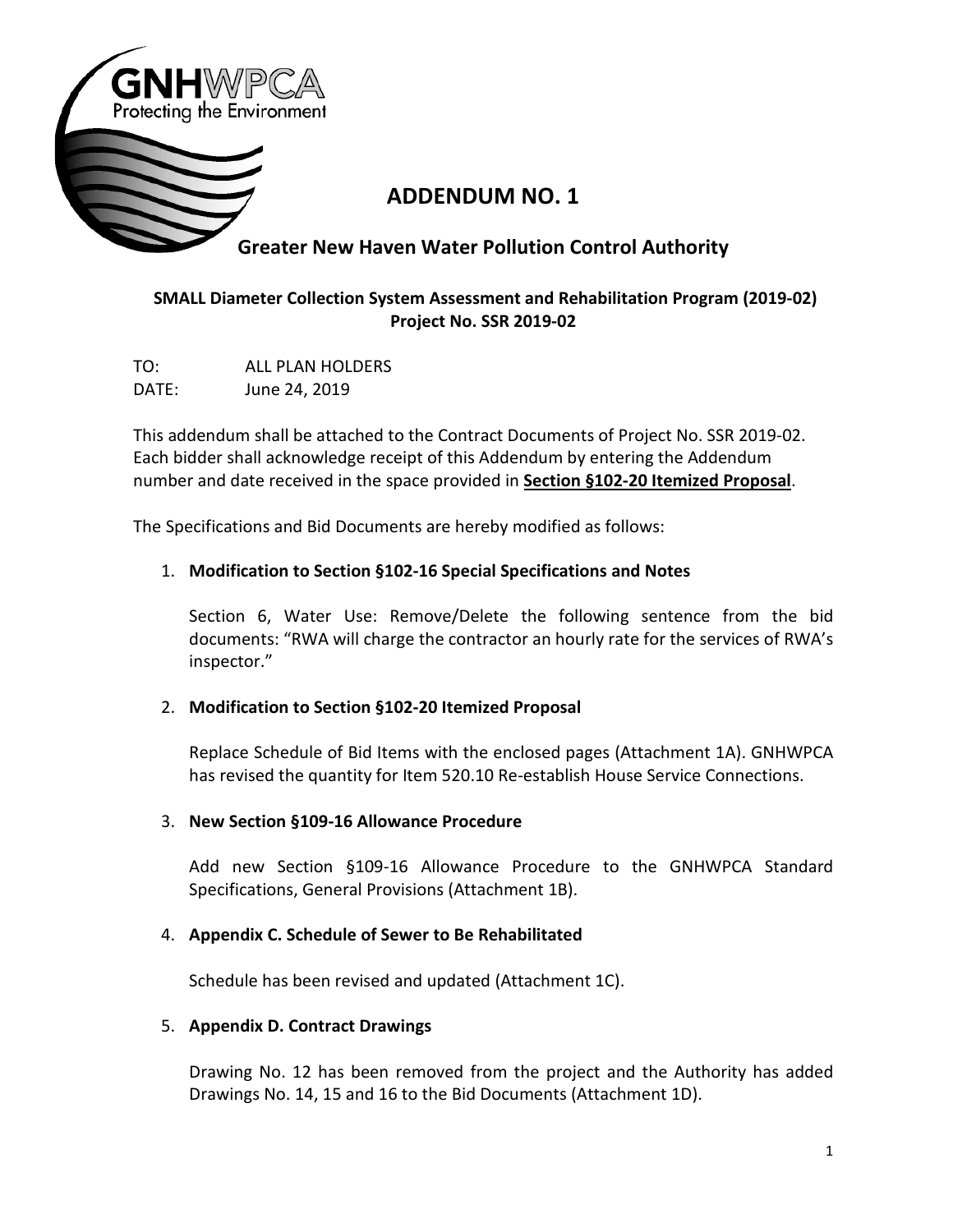GNHWPCA
Protecting the Environment

# ADDENDUM NO. 1

## Greater New Haven Water Pollution Control Authority

**SMALL Diameter Collection System Assessment and Rehabilitation Program (2019-02)**
**Project No. SSR 2019-02**

TO: ALL PLAN HOLDERS
DATE: June 24, 2019

This addendum shall be attached to the Contract Documents of Project No. SSR 2019-02. Each bidder shall acknowledge receipt of this Addendum by entering the Addendum number and date received in the space provided in **Section §102-20 Itemized Proposal**.

The Specifications and Bid Documents are hereby modified as follows:

1. **Modification to Section §102-16 Special Specifications and Notes**

   Section 6, Water Use: Remove/Delete the following sentence from the bid documents: "RWA will charge the contractor an hourly rate for the services of RWA's inspector."

2. **Modification to Section §102-20 Itemized Proposal**

   Replace Schedule of Bid Items with the enclosed pages (Attachment 1A). GNHWPCA has revised the quantity for Item 520.10 Re-establish House Service Connections.

3. **New Section §109-16 Allowance Procedure**

   Add new Section §109-16 Allowance Procedure to the GNHWPCA Standard Specifications, General Provisions (Attachment 1B).

4. **Appendix C. Schedule of Sewer to Be Rehabilitated**

   Schedule has been revised and updated (Attachment 1C).

5. **Appendix D. Contract Drawings**

   Drawing No. 12 has been removed from the project and the Authority has added Drawings No. 14, 15 and 16 to the Bid Documents (Attachment 1D).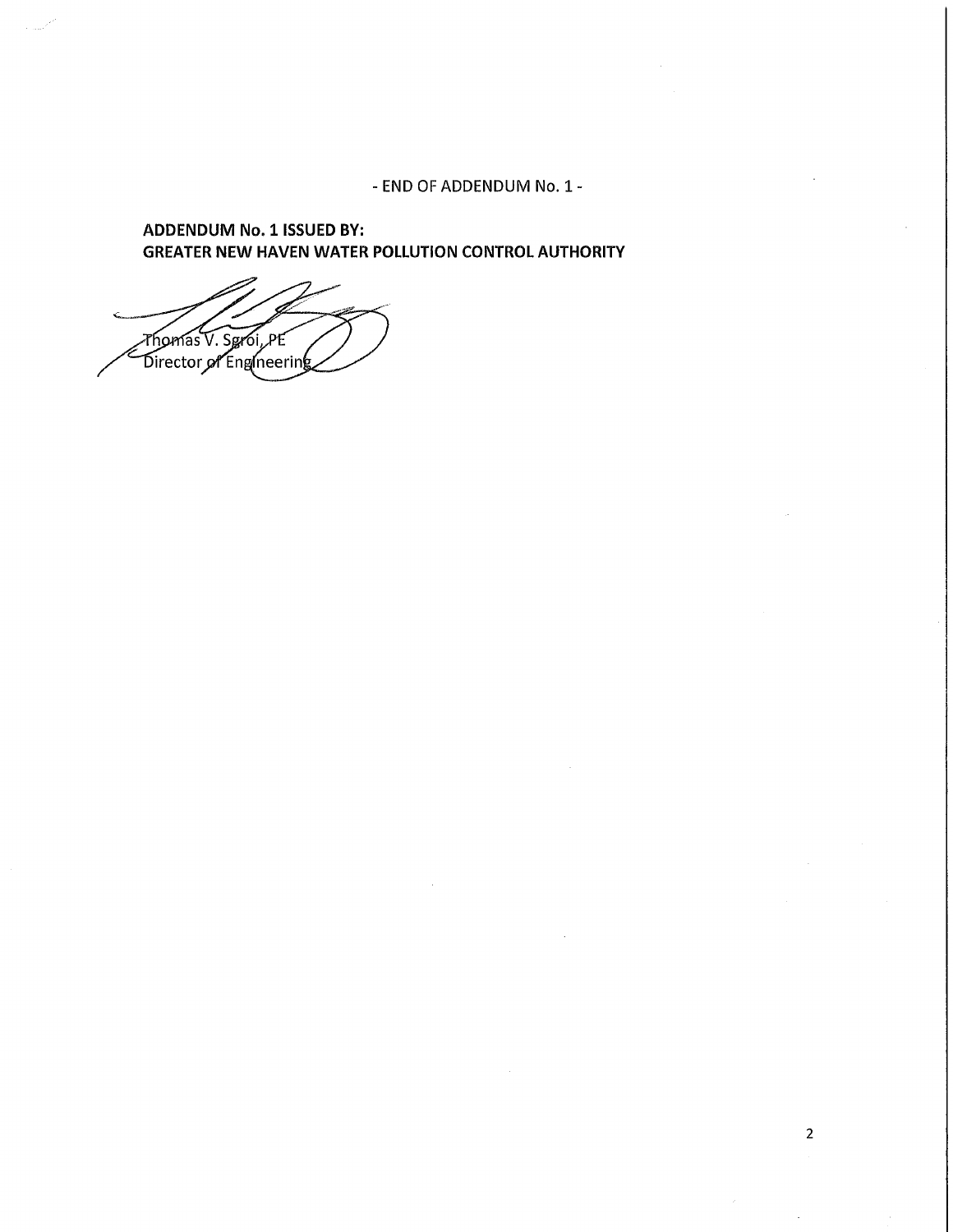- END OF ADDENDUM No. 1 -

**ADDENDUM No. 1 ISSUED BY:**
**GREATER NEW HAVEN WATER POLLUTION CONTROL AUTHORITY**

Thomas V. Sgroi, PE
Director of Engineering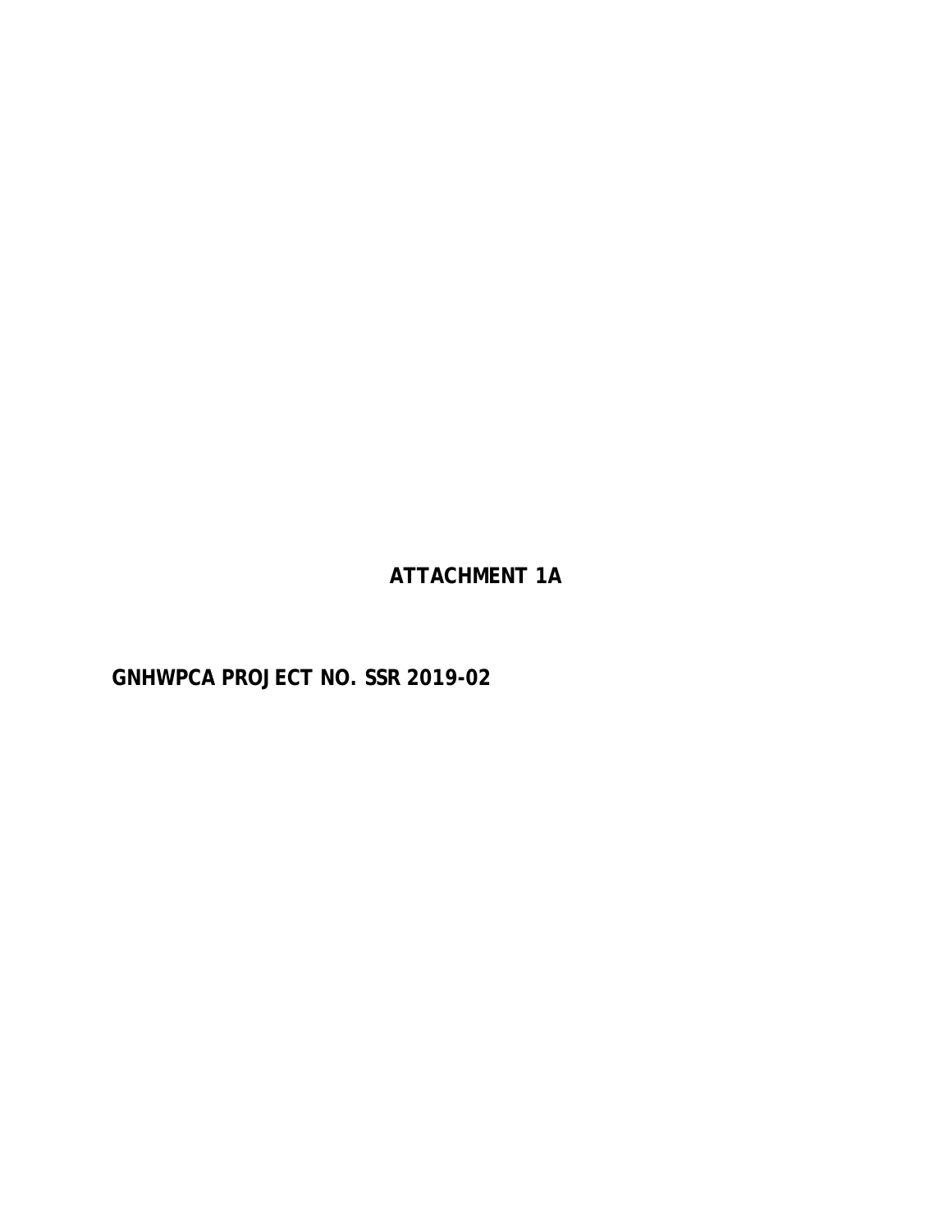# ATTACHMENT 1A

## GNHWPCA PROJECT NO. SSR 2019-02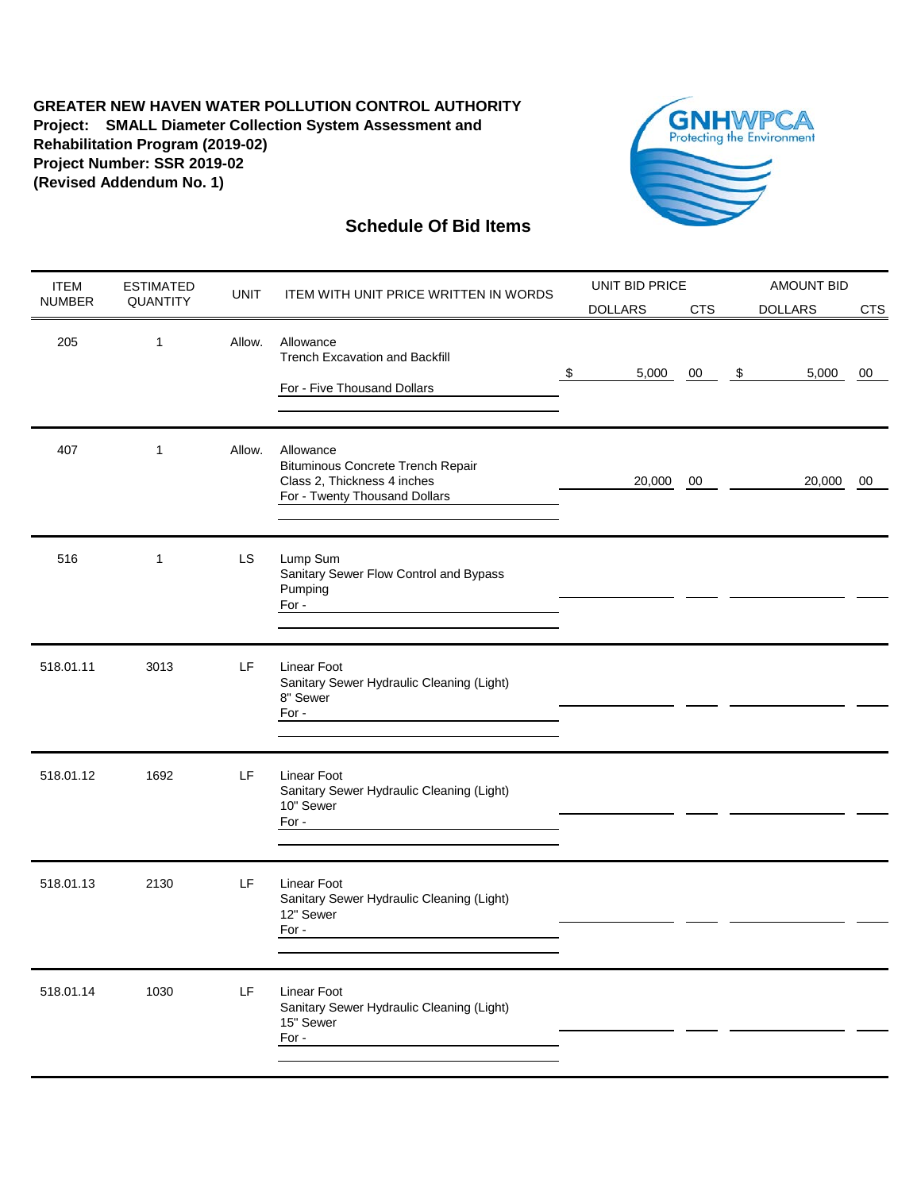**GREATER NEW HAVEN WATER POLLUTION CONTROL AUTHORITY**
**Project: SMALL Diameter Collection System Assessment and Rehabilitation Program (2019-02)**
**Project Number: SSR 2019-02**
**(Revised Addendum No. 1)**

GNHWPCA
Protecting the Environment

## Schedule Of Bid Items

| ITEM NUMBER | ESTIMATED QUANTITY | UNIT | ITEM WITH UNIT PRICE WRITTEN IN WORDS | UNIT BID PRICE | | AMOUNT BID | |
|---|---|---|---|---|---|---|---|
| | | | | DOLLARS | CTS | DOLLARS | CTS |
| 205 | 1 | Allow. | Allowance<br>Trench Excavation and Backfill<br>For - Five Thousand Dollars | $ 5,000 | 00 | $ 5,000 | 00 |
| 407 | 1 | Allow. | Allowance<br>Bituminous Concrete Trench Repair<br>Class 2, Thickness 4 inches<br>For - Twenty Thousand Dollars | 20,000 | 00 | 20,000 | 00 |
| 516 | 1 | LS | Lump Sum<br>Sanitary Sewer Flow Control and Bypass Pumping<br>For - | | | | |
| 518.01.11 | 3013 | LF | Linear Foot<br>Sanitary Sewer Hydraulic Cleaning (Light)<br>8" Sewer<br>For - | | | | |
| 518.01.12 | 1692 | LF | Linear Foot<br>Sanitary Sewer Hydraulic Cleaning (Light)<br>10" Sewer<br>For - | | | | |
| 518.01.13 | 2130 | LF | Linear Foot<br>Sanitary Sewer Hydraulic Cleaning (Light)<br>12" Sewer<br>For - | | | | |
| 518.01.14 | 1030 | LF | Linear Foot<br>Sanitary Sewer Hydraulic Cleaning (Light)<br>15" Sewer<br>For - | | | | |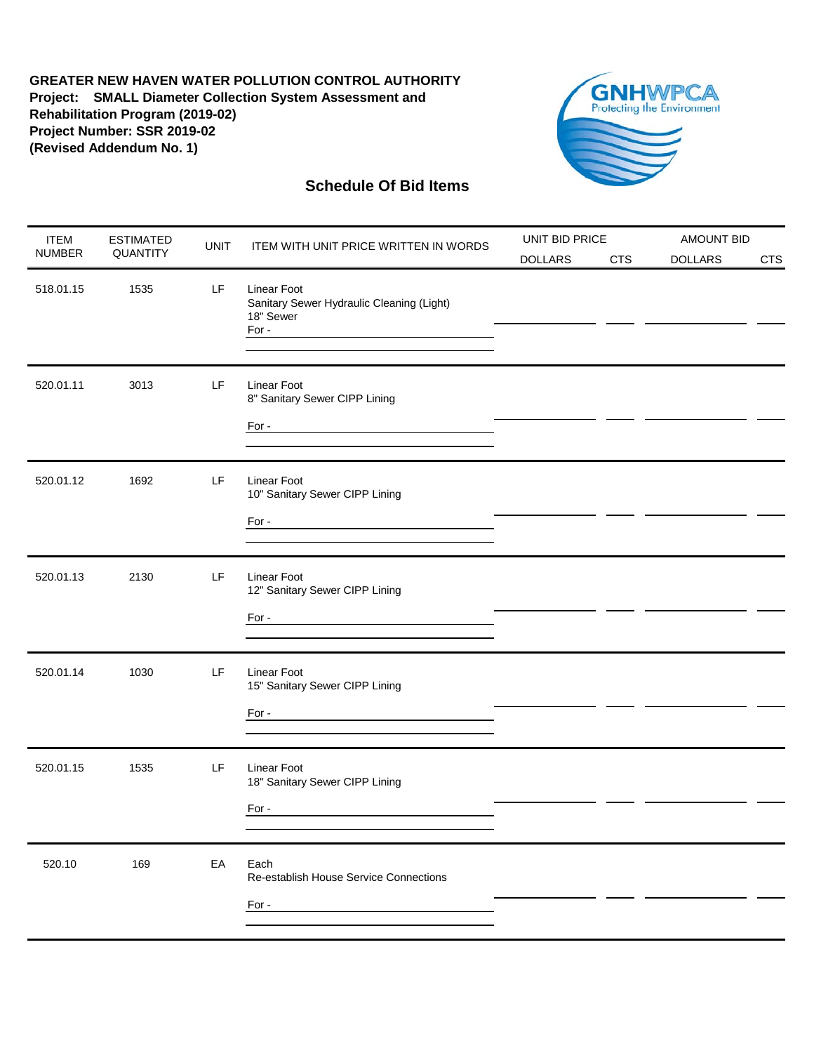**GREATER NEW HAVEN WATER POLLUTION CONTROL AUTHORITY**
**Project: SMALL Diameter Collection System Assessment and Rehabilitation Program (2019-02)**
**Project Number: SSR 2019-02**
**(Revised Addendum No. 1)**

GNHWPCA
Protecting the Environment

## Schedule Of Bid Items

| ITEM NUMBER | ESTIMATED QUANTITY | UNIT | ITEM WITH UNIT PRICE WRITTEN IN WORDS | UNIT BID PRICE DOLLARS | UNIT BID PRICE CTS | AMOUNT BID DOLLARS | AMOUNT BID CTS |
|---|---|---|---|---|---|---|---|
| 518.01.15 | 1535 | LF | Linear Foot<br>Sanitary Sewer Hydraulic Cleaning (Light)<br>18" Sewer<br>For - | | | | |
| 520.01.11 | 3013 | LF | Linear Foot<br>8" Sanitary Sewer CIPP Lining<br>For - | | | | |
| 520.01.12 | 1692 | LF | Linear Foot<br>10" Sanitary Sewer CIPP Lining<br>For - | | | | |
| 520.01.13 | 2130 | LF | Linear Foot<br>12" Sanitary Sewer CIPP Lining<br>For - | | | | |
| 520.01.14 | 1030 | LF | Linear Foot<br>15" Sanitary Sewer CIPP Lining<br>For - | | | | |
| 520.01.15 | 1535 | LF | Linear Foot<br>18" Sanitary Sewer CIPP Lining<br>For - | | | | |
| 520.10 | 169 | EA | Each<br>Re-establish House Service Connections<br>For - | | | | |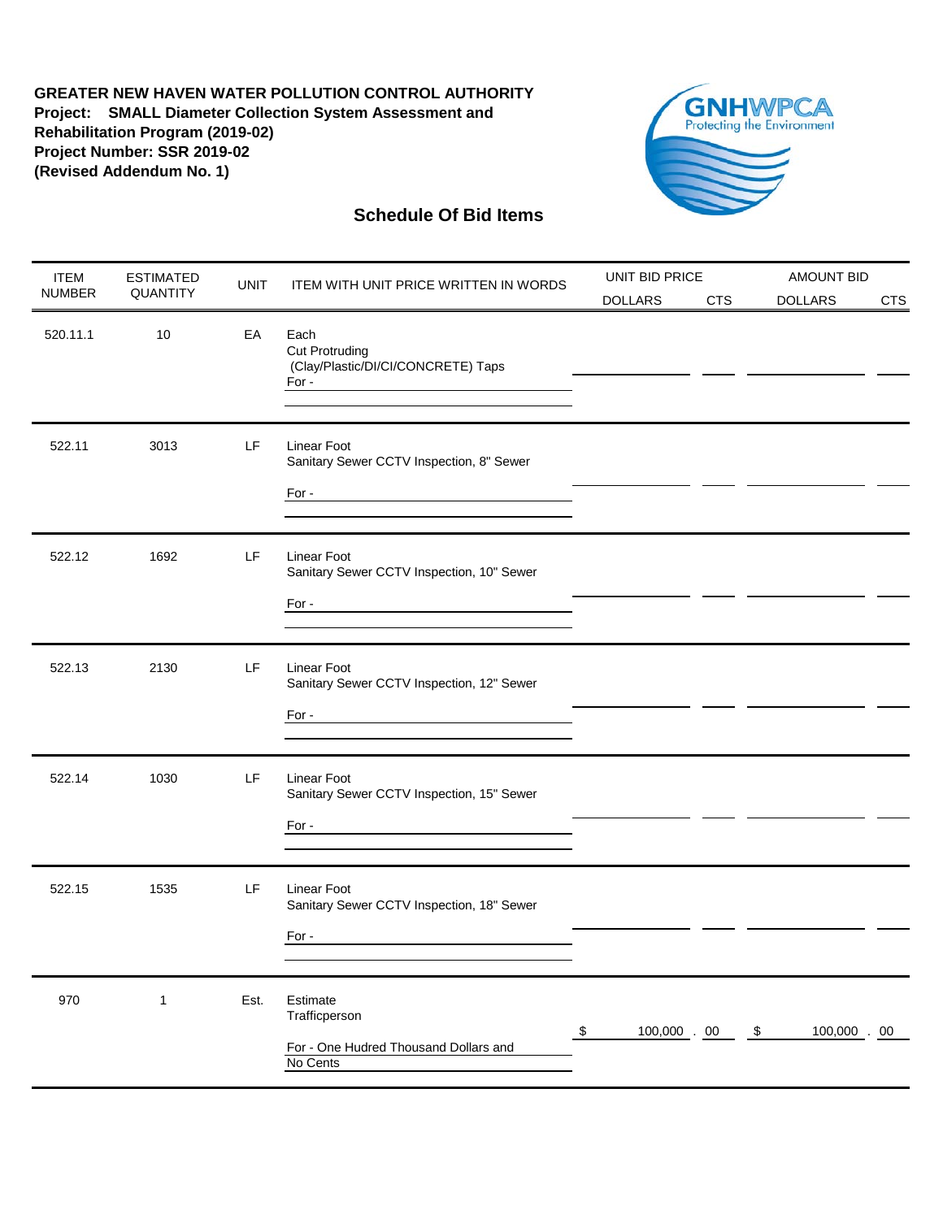**GREATER NEW HAVEN WATER POLLUTION CONTROL AUTHORITY**
**Project: SMALL Diameter Collection System Assessment and Rehabilitation Program (2019-02)**
**Project Number: SSR 2019-02**
**(Revised Addendum No. 1)**

GNHWPCA
Protecting the Environment

## Schedule Of Bid Items

| ITEM NUMBER | ESTIMATED QUANTITY | UNIT | ITEM WITH UNIT PRICE WRITTEN IN WORDS | UNIT BID PRICE DOLLARS | UNIT BID PRICE CTS | AMOUNT BID DOLLARS | AMOUNT BID CTS |
|---|---|---|---|---|---|---|---|
| 520.11.1 | 10 | EA | Each<br>Cut Protruding<br>(Clay/Plastic/DI/CI/CONCRETE) Taps<br>For - | | | | |
| 522.11 | 3013 | LF | Linear Foot<br>Sanitary Sewer CCTV Inspection, 8" Sewer<br>For - | | | | |
| 522.12 | 1692 | LF | Linear Foot<br>Sanitary Sewer CCTV Inspection, 10" Sewer<br>For - | | | | |
| 522.13 | 2130 | LF | Linear Foot<br>Sanitary Sewer CCTV Inspection, 12" Sewer<br>For - | | | | |
| 522.14 | 1030 | LF | Linear Foot<br>Sanitary Sewer CCTV Inspection, 15" Sewer<br>For - | | | | |
| 522.15 | 1535 | LF | Linear Foot<br>Sanitary Sewer CCTV Inspection, 18" Sewer<br>For - | | | | |
| 970 | 1 | Est. | Estimate<br>Trafficperson<br>For - One Hudred Thousand Dollars and No Cents | $ 100,000 | 00 | $ 100,000 | 00 |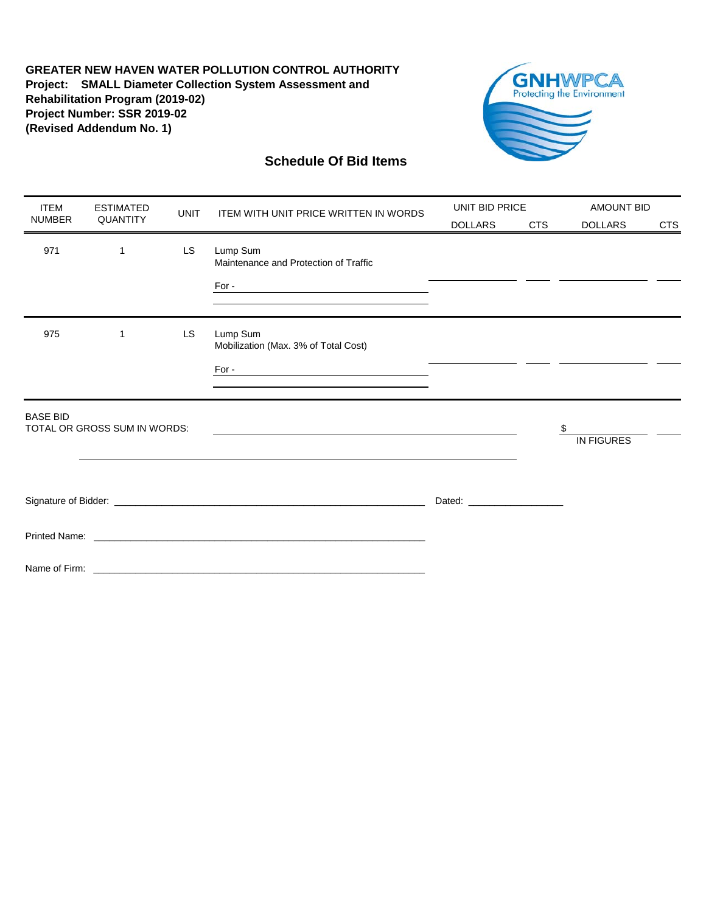**GREATER NEW HAVEN WATER POLLUTION CONTROL AUTHORITY**
**Project: SMALL Diameter Collection System Assessment and Rehabilitation Program (2019-02)**
**Project Number: SSR 2019-02**
**(Revised Addendum No. 1)**

GNHWPCA
Protecting the Environment

## Schedule Of Bid Items

| ITEM NUMBER | ESTIMATED QUANTITY | UNIT | ITEM WITH UNIT PRICE WRITTEN IN WORDS | UNIT BID PRICE | | AMOUNT BID | |
|---|---|---|---|---|---|---|---|
| | | | | DOLLARS | CTS | DOLLARS | CTS |
| 971 | 1 | LS | Lump Sum<br>Maintenance and Protection of Traffic<br><br>For - ____________________ | ________ | ____ | ________ | ____ |
| 975 | 1 | LS | Lump Sum<br>Mobilization (Max. 3% of Total Cost)<br><br>For - ____________________ | ________ | ____ | ________ | ____ |

BASE BID
TOTAL OR GROSS SUM IN WORDS: ______________________________________________ $ ____________ IN FIGURES ____

______________________________________________

Signature of Bidder: ______________________________________________ Dated: ________________

Printed Name: ______________________________________________

Name of Firm: ______________________________________________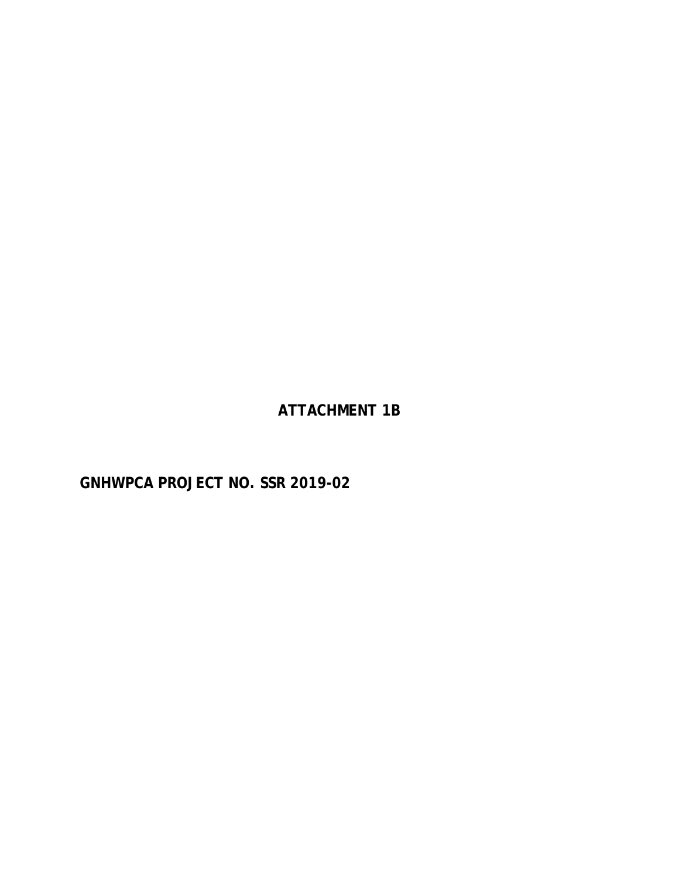**ATTACHMENT 1B**

**GNHWPCA PROJECT NO. SSR 2019-02**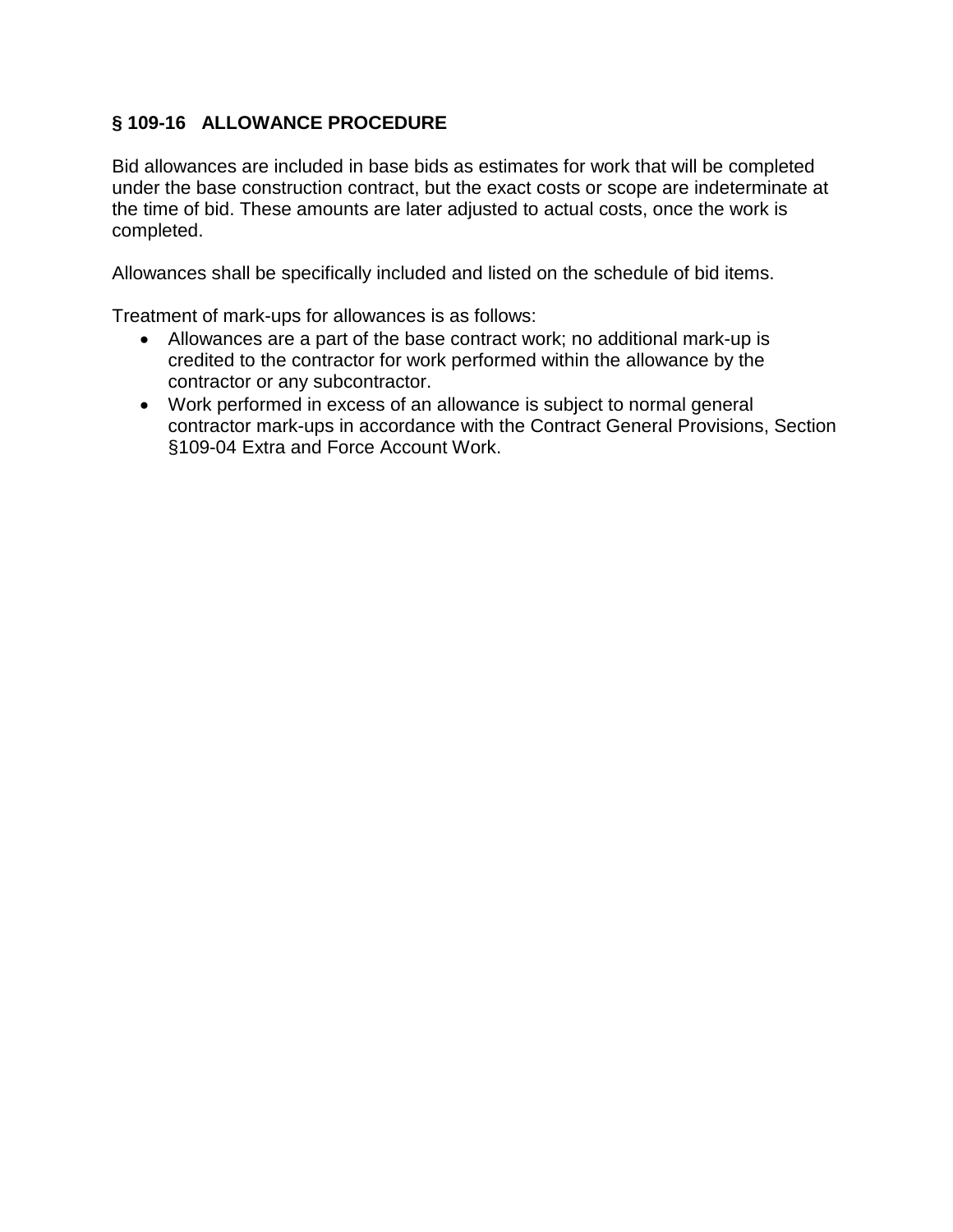## § 109-16 ALLOWANCE PROCEDURE

Bid allowances are included in base bids as estimates for work that will be completed under the base construction contract, but the exact costs or scope are indeterminate at the time of bid. These amounts are later adjusted to actual costs, once the work is completed.

Allowances shall be specifically included and listed on the schedule of bid items.

Treatment of mark-ups for allowances is as follows:

- Allowances are a part of the base contract work; no additional mark-up is credited to the contractor for work performed within the allowance by the contractor or any subcontractor.
- Work performed in excess of an allowance is subject to normal general contractor mark-ups in accordance with the Contract General Provisions, Section §109-04 Extra and Force Account Work.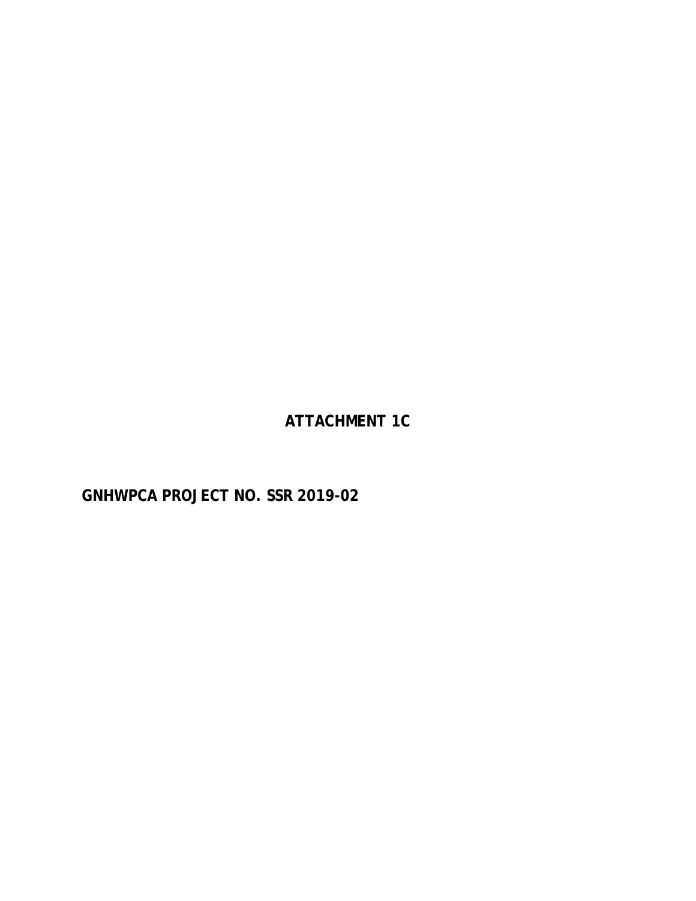**ATTACHMENT 1C**

**GNHWPCA PROJECT NO. SSR 2019-02**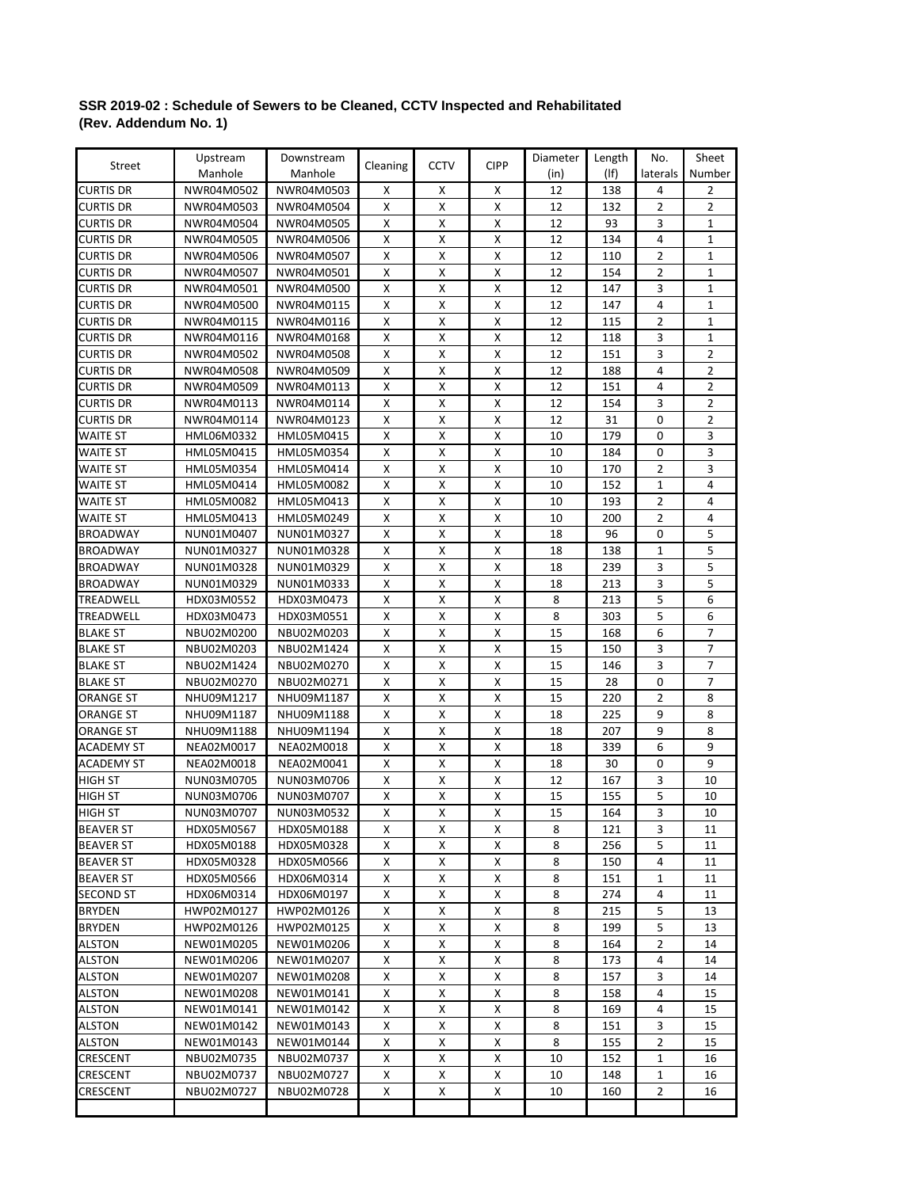**SSR 2019-02 : Schedule of Sewers to be Cleaned, CCTV Inspected and Rehabilitated (Rev. Addendum No. 1)**

| Street | Upstream Manhole | Downstream Manhole | Cleaning | CCTV | CIPP | Diameter (in) | Length (lf) | No. laterals | Sheet Number |
|---|---|---|---|---|---|---|---|---|---|
| CURTIS DR | NWR04M0502 | NWR04M0503 | X | X | X | 12 | 138 | 4 | 2 |
| CURTIS DR | NWR04M0503 | NWR04M0504 | X | X | X | 12 | 132 | 2 | 2 |
| CURTIS DR | NWR04M0504 | NWR04M0505 | X | X | X | 12 | 93 | 3 | 1 |
| CURTIS DR | NWR04M0505 | NWR04M0506 | X | X | X | 12 | 134 | 4 | 1 |
| CURTIS DR | NWR04M0506 | NWR04M0507 | X | X | X | 12 | 110 | 2 | 1 |
| CURTIS DR | NWR04M0507 | NWR04M0501 | X | X | X | 12 | 154 | 2 | 1 |
| CURTIS DR | NWR04M0501 | NWR04M0500 | X | X | X | 12 | 147 | 3 | 1 |
| CURTIS DR | NWR04M0500 | NWR04M0115 | X | X | X | 12 | 147 | 4 | 1 |
| CURTIS DR | NWR04M0115 | NWR04M0116 | X | X | X | 12 | 115 | 2 | 1 |
| CURTIS DR | NWR04M0116 | NWR04M0168 | X | X | X | 12 | 118 | 3 | 1 |
| CURTIS DR | NWR04M0502 | NWR04M0508 | X | X | X | 12 | 151 | 3 | 2 |
| CURTIS DR | NWR04M0508 | NWR04M0509 | X | X | X | 12 | 188 | 4 | 2 |
| CURTIS DR | NWR04M0509 | NWR04M0113 | X | X | X | 12 | 151 | 4 | 2 |
| CURTIS DR | NWR04M0113 | NWR04M0114 | X | X | X | 12 | 154 | 3 | 2 |
| CURTIS DR | NWR04M0114 | NWR04M0123 | X | X | X | 12 | 31 | 0 | 2 |
| WAITE ST | HML06M0332 | HML05M0415 | X | X | X | 10 | 179 | 0 | 3 |
| WAITE ST | HML05M0415 | HML05M0354 | X | X | X | 10 | 184 | 0 | 3 |
| WAITE ST | HML05M0354 | HML05M0414 | X | X | X | 10 | 170 | 2 | 3 |
| WAITE ST | HML05M0414 | HML05M0082 | X | X | X | 10 | 152 | 1 | 4 |
| WAITE ST | HML05M0082 | HML05M0413 | X | X | X | 10 | 193 | 2 | 4 |
| WAITE ST | HML05M0413 | HML05M0249 | X | X | X | 10 | 200 | 2 | 4 |
| BROADWAY | NUN01M0407 | NUN01M0327 | X | X | X | 18 | 96 | 0 | 5 |
| BROADWAY | NUN01M0327 | NUN01M0328 | X | X | X | 18 | 138 | 1 | 5 |
| BROADWAY | NUN01M0328 | NUN01M0329 | X | X | X | 18 | 239 | 3 | 5 |
| BROADWAY | NUN01M0329 | NUN01M0333 | X | X | X | 18 | 213 | 3 | 5 |
| TREADWELL | HDX03M0552 | HDX03M0473 | X | X | X | 8 | 213 | 5 | 6 |
| TREADWELL | HDX03M0473 | HDX03M0551 | X | X | X | 8 | 303 | 5 | 6 |
| BLAKE ST | NBU02M0200 | NBU02M0203 | X | X | X | 15 | 168 | 6 | 7 |
| BLAKE ST | NBU02M0203 | NBU02M1424 | X | X | X | 15 | 150 | 3 | 7 |
| BLAKE ST | NBU02M1424 | NBU02M0270 | X | X | X | 15 | 146 | 3 | 7 |
| BLAKE ST | NBU02M0270 | NBU02M0271 | X | X | X | 15 | 28 | 0 | 7 |
| ORANGE ST | NHU09M1217 | NHU09M1187 | X | X | X | 15 | 220 | 2 | 8 |
| ORANGE ST | NHU09M1187 | NHU09M1188 | X | X | X | 18 | 225 | 9 | 8 |
| ORANGE ST | NHU09M1188 | NHU09M1194 | X | X | X | 18 | 207 | 9 | 8 |
| ACADEMY ST | NEA02M0017 | NEA02M0018 | X | X | X | 18 | 339 | 6 | 9 |
| ACADEMY ST | NEA02M0018 | NEA02M0041 | X | X | X | 18 | 30 | 0 | 9 |
| HIGH ST | NUN03M0705 | NUN03M0706 | X | X | X | 12 | 167 | 3 | 10 |
| HIGH ST | NUN03M0706 | NUN03M0707 | X | X | X | 15 | 155 | 5 | 10 |
| HIGH ST | NUN03M0707 | NUN03M0532 | X | X | X | 15 | 164 | 3 | 10 |
| BEAVER ST | HDX05M0567 | HDX05M0188 | X | X | X | 8 | 121 | 3 | 11 |
| BEAVER ST | HDX05M0188 | HDX05M0328 | X | X | X | 8 | 256 | 5 | 11 |
| BEAVER ST | HDX05M0328 | HDX05M0566 | X | X | X | 8 | 150 | 4 | 11 |
| BEAVER ST | HDX05M0566 | HDX06M0314 | X | X | X | 8 | 151 | 1 | 11 |
| SECOND ST | HDX06M0314 | HDX06M0197 | X | X | X | 8 | 274 | 4 | 11 |
| BRYDEN | HWP02M0127 | HWP02M0126 | X | X | X | 8 | 215 | 5 | 13 |
| BRYDEN | HWP02M0126 | HWP02M0125 | X | X | X | 8 | 199 | 5 | 13 |
| ALSTON | NEW01M0205 | NEW01M0206 | X | X | X | 8 | 164 | 2 | 14 |
| ALSTON | NEW01M0206 | NEW01M0207 | X | X | X | 8 | 173 | 4 | 14 |
| ALSTON | NEW01M0207 | NEW01M0208 | X | X | X | 8 | 157 | 3 | 14 |
| ALSTON | NEW01M0208 | NEW01M0141 | X | X | X | 8 | 158 | 4 | 15 |
| ALSTON | NEW01M0141 | NEW01M0142 | X | X | X | 8 | 169 | 4 | 15 |
| ALSTON | NEW01M0142 | NEW01M0143 | X | X | X | 8 | 151 | 3 | 15 |
| ALSTON | NEW01M0143 | NEW01M0144 | X | X | X | 8 | 155 | 2 | 15 |
| CRESCENT | NBU02M0735 | NBU02M0737 | X | X | X | 10 | 152 | 1 | 16 |
| CRESCENT | NBU02M0737 | NBU02M0727 | X | X | X | 10 | 148 | 1 | 16 |
| CRESCENT | NBU02M0727 | NBU02M0728 | X | X | X | 10 | 160 | 2 | 16 |
| | | | | | | | | | |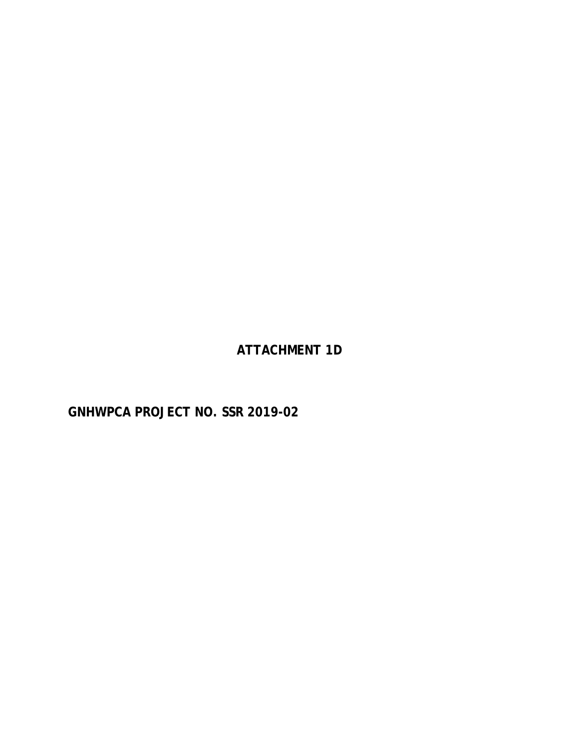**ATTACHMENT 1D**

**GNHWPCA PROJECT NO. SSR 2019-02**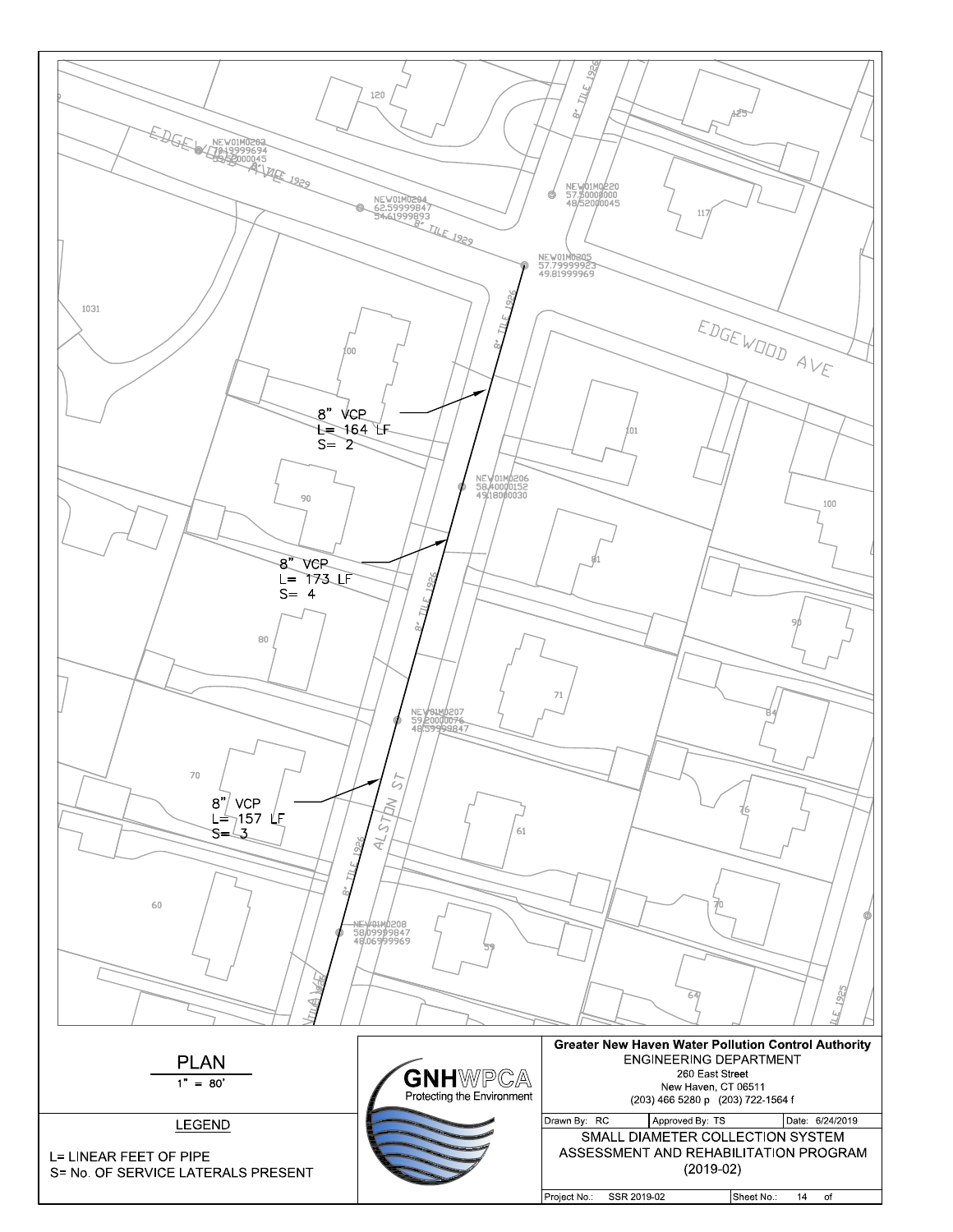EDGEWOOD AVE

8" TILE 1929

NEW01M0203
70.19999694
59.52000045

NEW01M0204
62.59999847
54.61999893

NEW01M0220
57.50000000
48.52000045

NEW01M0205
57.79999923
49.81999969

8" TILE 1926

EDGEWOOD AVE

8" VCP
L= 164 LF
S= 2

NEW01M0206
58.40000152
49.18000030

8" VCP
L= 173 LF
S= 4

NEW01M0207
59.20000076
48.59999847

8" VCP
L= 157 LF
S= 3

ALSTON ST

NEW01M0208
58.09999847
48.06999969

120, 125, 117, 1031, 100, 101, 90, 100, 81, 90, 80, 71, 84, 70, 61, 76, 60, 59, 70, 64

PLAN
1" = 80'

LEGEND

L= LINEAR FEET OF PIPE
S= No. OF SERVICE LATERALS PRESENT

GNHWPCA
Protecting the Environment

**Greater New Haven Water Pollution Control Authority**
ENGINEERING DEPARTMENT
260 East Street
New Haven, CT 06511
(203) 466 5280 p (203) 722-1564 f

| Drawn By: RC | Approved By: TS | Date: 6/24/2019 |
|---|---|---|

SMALL DIAMETER COLLECTION SYSTEM
ASSESSMENT AND REHABILITATION PROGRAM
(2019-02)

| Project No.: SSR 2019-02 | Sheet No.: 14 of |
|---|---|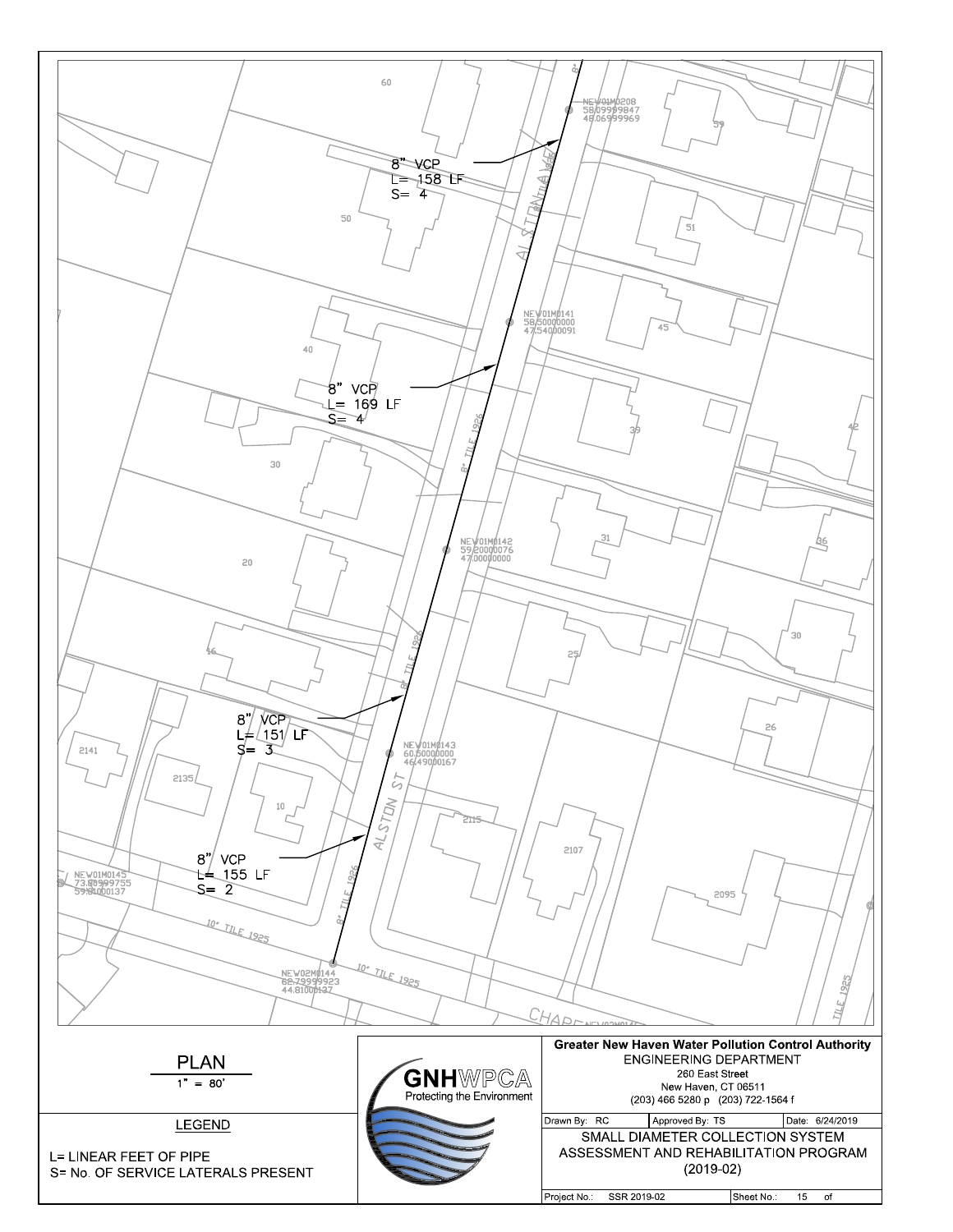8" VCP
L= 158 LF
S= 4

8" VCP
L= 169 LF
S= 4

8" VCP
L= 151 LF
S= 3

8" VCP
L= 155 LF
S= 2

NEW01M0208
58.09999847
48.06999969

NEW01M0141
58.50000000
47.54000091

NEW01M0142
59.20000076
47.00000000

NEW01M0143
60.50000000
46.49000167

NEW01M0145
73.86999755
59.81000137

NEW02M0144
62.79999923
44.81000137

ALSTON AVE

ALSTON ST

8" TILE 1926

10" TILE 1925

TILE 1925

CHAPEL ST

60, 50, 40, 30, 20, 16, 10, 2141, 2135, 59, 51, 45, 39, 42, 31, 36, 25, 30, 26, 2115, 2107, 2095

## PLAN

1" = 80'

### LEGEND

L= LINEAR FEET OF PIPE
S= No. OF SERVICE LATERALS PRESENT

**GNHWPCA**
Protecting the Environment

**Greater New Haven Water Pollution Control Authority**
ENGINEERING DEPARTMENT
260 East Street
New Haven, CT 06511
(203) 466 5280 p (203) 722-1564 f

| Drawn By: RC | Approved By: TS | Date: 6/24/2019 |
|---|---|---|

SMALL DIAMETER COLLECTION SYSTEM
ASSESSMENT AND REHABILITATION PROGRAM
(2019-02)

| Project No.: SSR 2019-02 | Sheet No.: 15 of |
|---|---|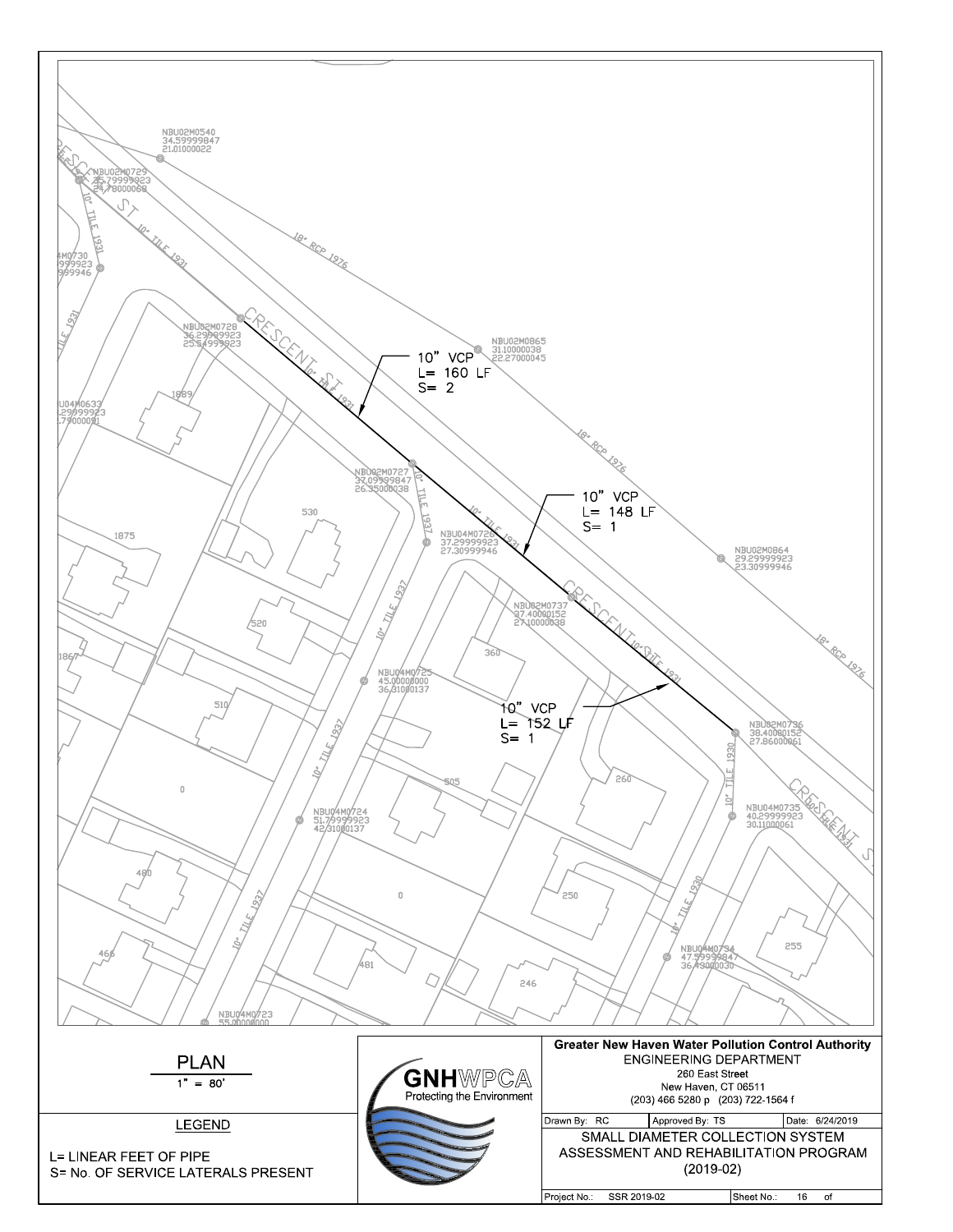NBU02M0540
34.59999847
21.01000022

NBU02M0729
25.79999923
24.78000069

CRESCENT ST

10" TILE 1931

4M0730
999923
999946

18" RCP 1976

NBU02M0728
36.29999923
25.54999923

1889

CRESCENT ST

10" TILE 1931

10" VCP
L= 160 LF
S= 2

NBU02M0865
31.10000038
22.27000045

U04M0633
.29999923
.79000091

18" RCP 1976

NBU02M0727
37.09999847
26.35000038

10" TILE 1937

530

NBU04M0726
37.29999923
27.30999946

10" TILE 1931

10" VCP
L= 148 LF
S= 1

NBU02M0864
29.29999923
23.30999946

1875

CRESCENT ST

NBU02M0737
37.40000152
27.10000038

10" TILE 1937

520

18" RCP 1976

1867

NBU04M0725
45.00000000
36.31000137

360

510

10" VCP
L= 152 LF
S= 1

NBU02M0736
38.40000152
27.86000061

10" TILE 1937

0

505

260

10" TILE 1930

NBU04M0735
40.29999923
30.11000061

CRESCENT ST

NBU04M0724
51.79999923
42.31000137

480

0

250

10" TILE 1930

10" TILE 1937

255

NBU04M0734
47.59999847
36.43000030

466

481

246

NBU04M0723
55.00000000

## PLAN

1" = 80'

GNHWPCA
Protecting the Environment

**Greater New Haven Water Pollution Control Authority**
ENGINEERING DEPARTMENT
260 East Street
New Haven, CT 06511
(203) 466 5280 p (203) 722-1564 f

LEGEND

L= LINEAR FEET OF PIPE
S= No. OF SERVICE LATERALS PRESENT

| | | |
|---|---|---|
| Drawn By: RC | Approved By: TS | Date: 6/24/2019 |

SMALL DIAMETER COLLECTION SYSTEM
ASSESSMENT AND REHABILITATION PROGRAM
(2019-02)

| | |
|---|---|
| Project No.: SSR 2019-02 | Sheet No.: 16 of |